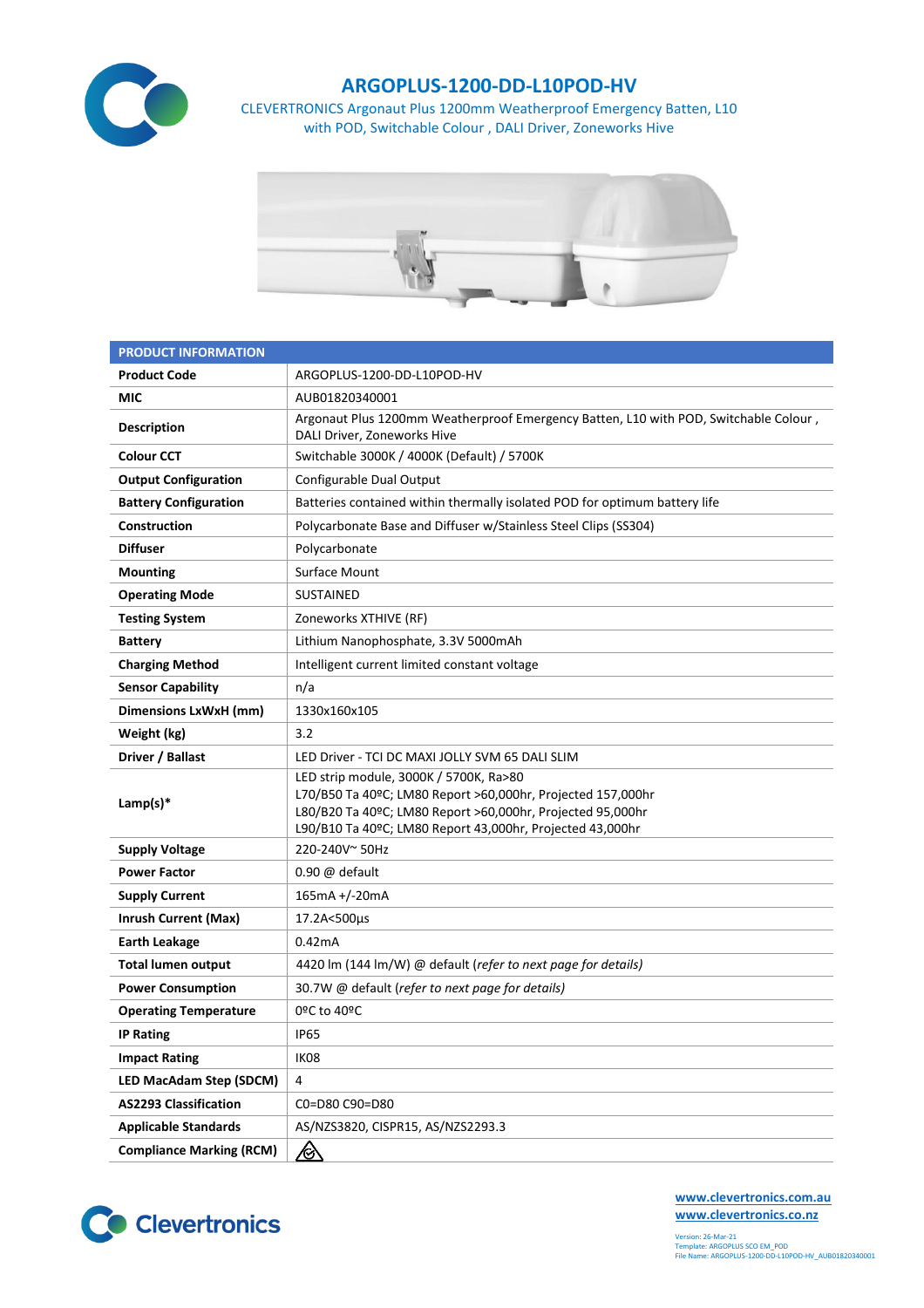# ARGOPLUS-1200-DD-L10POD-HV

CLEVERTRONICS Argonaut Plus 1200mm Weatherproof Emergency Batten, L10 with POD, Switchable Colour , DALI Driver, Zoneworks Hive

| PRODUCT INFORMATION | |
|---|---|
| **Product Code** | ARGOPLUS-1200-DD-L10POD-HV |
| **MIC** | AUB01820340001 |
| **Description** | Argonaut Plus 1200mm Weatherproof Emergency Batten, L10 with POD, Switchable Colour , DALI Driver, Zoneworks Hive |
| **Colour CCT** | Switchable 3000K / 4000K (Default) / 5700K |
| **Output Configuration** | Configurable Dual Output |
| **Battery Configuration** | Batteries contained within thermally isolated POD for optimum battery life |
| **Construction** | Polycarbonate Base and Diffuser w/Stainless Steel Clips (SS304) |
| **Diffuser** | Polycarbonate |
| **Mounting** | Surface Mount |
| **Operating Mode** | SUSTAINED |
| **Testing System** | Zoneworks XTHIVE (RF) |
| **Battery** | Lithium Nanophosphate, 3.3V 5000mAh |
| **Charging Method** | Intelligent current limited constant voltage |
| **Sensor Capability** | n/a |
| **Dimensions LxWxH (mm)** | 1330x160x105 |
| **Weight (kg)** | 3.2 |
| **Driver / Ballast** | LED Driver - TCI DC MAXI JOLLY SVM 65 DALI SLIM |
| **Lamp(s)*** | LED strip module, 3000K / 5700K, Ra>80<br>L70/B50 Ta 40ºC; LM80 Report >60,000hr, Projected 157,000hr<br>L80/B20 Ta 40ºC; LM80 Report >60,000hr, Projected 95,000hr<br>L90/B10 Ta 40ºC; LM80 Report 43,000hr, Projected 43,000hr |
| **Supply Voltage** | 220-240V~ 50Hz |
| **Power Factor** | 0.90 @ default |
| **Supply Current** | 165mA +/-20mA |
| **Inrush Current (Max)** | 17.2A<500µs |
| **Earth Leakage** | 0.42mA |
| **Total lumen output** | 4420 lm (144 lm/W) @ default (*refer to next page for details)* |
| **Power Consumption** | 30.7W @ default (*refer to next page for details)* |
| **Operating Temperature** | 0ºC to 40ºC |
| **IP Rating** | IP65 |
| **Impact Rating** | IK08 |
| **LED MacAdam Step (SDCM)** | 4 |
| **AS2293 Classification** | C0=D80 C90=D80 |
| **Applicable Standards** | AS/NZS3820, CISPR15, AS/NZS2293.3 |
| **Compliance Marking (RCM)** | |

www.clevertronics.com.au
www.clevertronics.co.nz

Version: 26-Mar-21
Template: ARGOPLUS SCO EM_POD
File Name: ARGOPLUS-1200-DD-L10POD-HV_AUB01820340001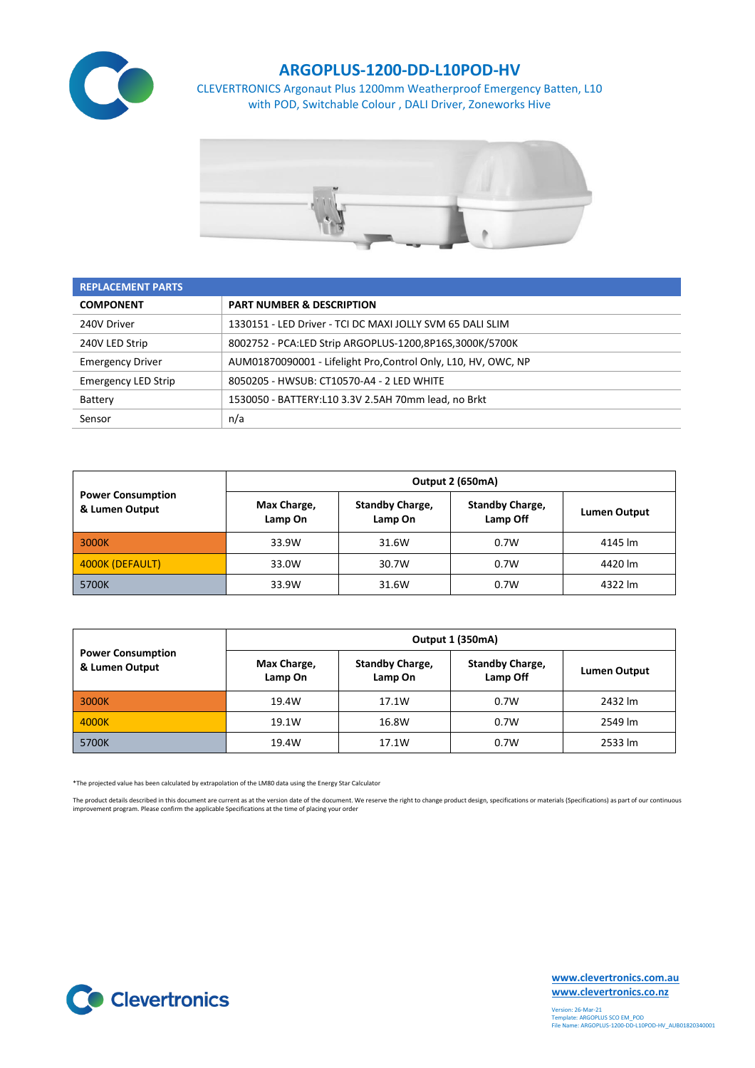# ARGOPLUS-1200-DD-L10POD-HV

CLEVERTRONICS Argonaut Plus 1200mm Weatherproof Emergency Batten, L10 with POD, Switchable Colour , DALI Driver, Zoneworks Hive

| REPLACEMENT PARTS | |
|---|---|
| **COMPONENT** | **PART NUMBER & DESCRIPTION** |
| 240V Driver | 1330151 - LED Driver - TCI DC MAXI JOLLY SVM 65 DALI SLIM |
| 240V LED Strip | 8002752 - PCA:LED Strip ARGOPLUS-1200,8P16S,3000K/5700K |
| Emergency Driver | AUM01870090001 - Lifelight Pro,Control Only, L10, HV, OWC, NP |
| Emergency LED Strip | 8050205 - HWSUB: CT10570-A4 - 2 LED WHITE |
| Battery | 1530050 - BATTERY:L10 3.3V 2.5AH 70mm lead, no Brkt |
| Sensor | n/a |

| Power Consumption & Lumen Output | Output 2 (650mA) | | | |
|---|---|---|---|---|
| | **Max Charge, Lamp On** | **Standby Charge, Lamp On** | **Standby Charge, Lamp Off** | **Lumen Output** |
| 3000K | 33.9W | 31.6W | 0.7W | 4145 lm |
| 4000K (DEFAULT) | 33.0W | 30.7W | 0.7W | 4420 lm |
| 5700K | 33.9W | 31.6W | 0.7W | 4322 lm |

| Power Consumption & Lumen Output | Output 1 (350mA) | | | |
|---|---|---|---|---|
| | **Max Charge, Lamp On** | **Standby Charge, Lamp On** | **Standby Charge, Lamp Off** | **Lumen Output** |
| 3000K | 19.4W | 17.1W | 0.7W | 2432 lm |
| 4000K | 19.1W | 16.8W | 0.7W | 2549 lm |
| 5700K | 19.4W | 17.1W | 0.7W | 2533 lm |

*The projected value has been calculated by extrapolation of the LM80 data using the Energy Star Calculator

The product details described in this document are current as at the version date of the document. We reserve the right to change product design, specifications or materials (Specifications) as part of our continuous improvement program. Please confirm the applicable Specifications at the time of placing your order

Clevertronics

www.clevertronics.com.au
www.clevertronics.co.nz

Version: 26-Mar-21
Template: ARGOPLUS SCO EM_POD
File Name: ARGOPLUS-1200-DD-L10POD-HV_AUB01820340001